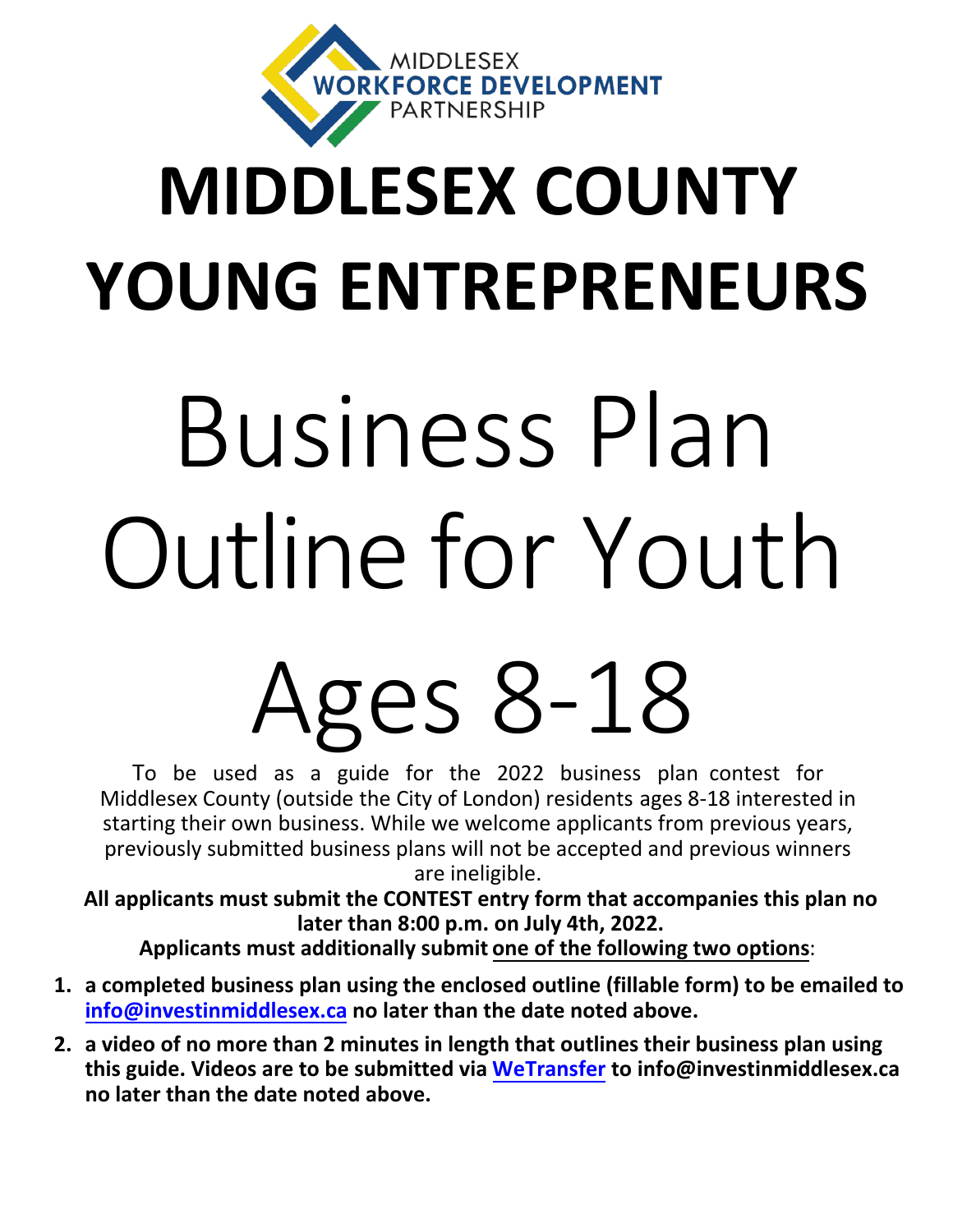MIDDLESEX
WORKFORCE DEVELOPMENT
PARTNERSHIP

# MIDDLESEX COUNTY YOUNG ENTREPRENEURS

# Business Plan Outline for Youth

# Ages 8-18

To be used as a guide for the 2022 business plan contest for Middlesex County (outside the City of London) residents ages 8-18 interested in starting their own business. While we welcome applicants from previous years, previously submitted business plans will not be accepted and previous winners are ineligible.

**All applicants must submit the CONTEST entry form that accompanies this plan no later than 8:00 p.m. on July 4th, 2022.**

**Applicants must additionally submit one of the following two options:**

1. **a completed business plan using the enclosed outline (fillable form) to be emailed to info@investinmiddlesex.ca no later than the date noted above.**
2. **a video of no more than 2 minutes in length that outlines their business plan using this guide. Videos are to be submitted via WeTransfer to info@investinmiddlesex.ca no later than the date noted above.**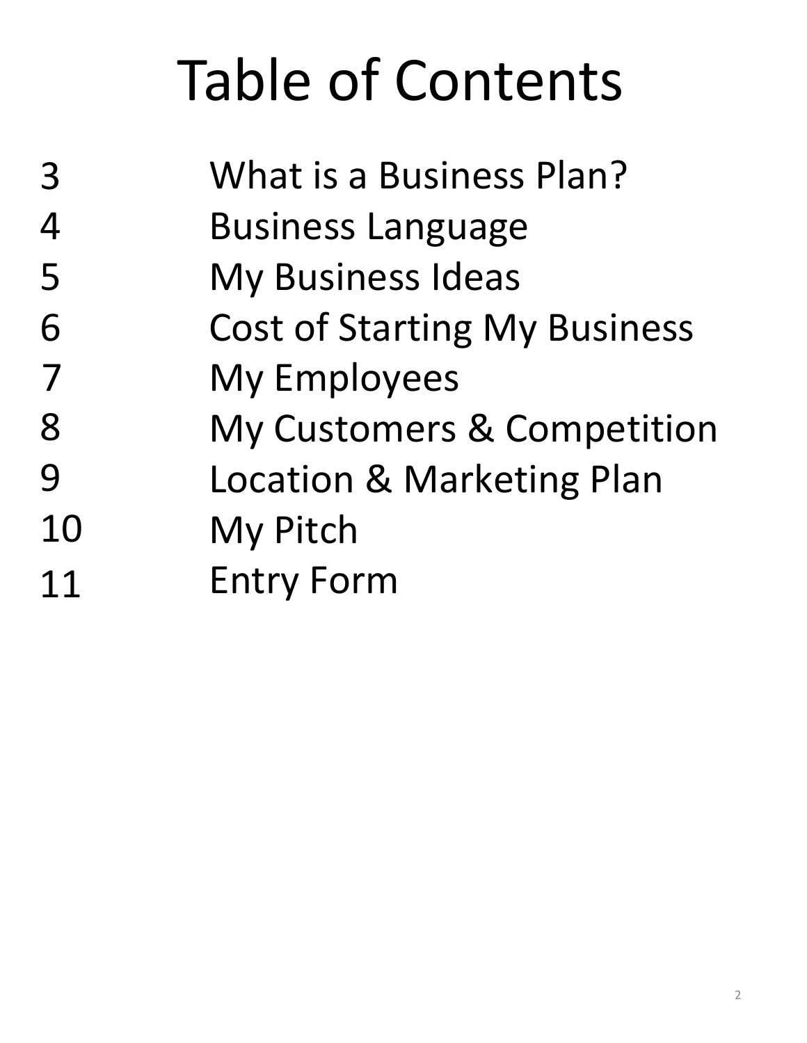# Table of Contents

| | |
|---|---|
| 3 | What is a Business Plan? |
| 4 | Business Language |
| 5 | My Business Ideas |
| 6 | Cost of Starting My Business |
| 7 | My Employees |
| 8 | My Customers & Competition |
| 9 | Location & Marketing Plan |
| 10 | My Pitch |
| 11 | Entry Form |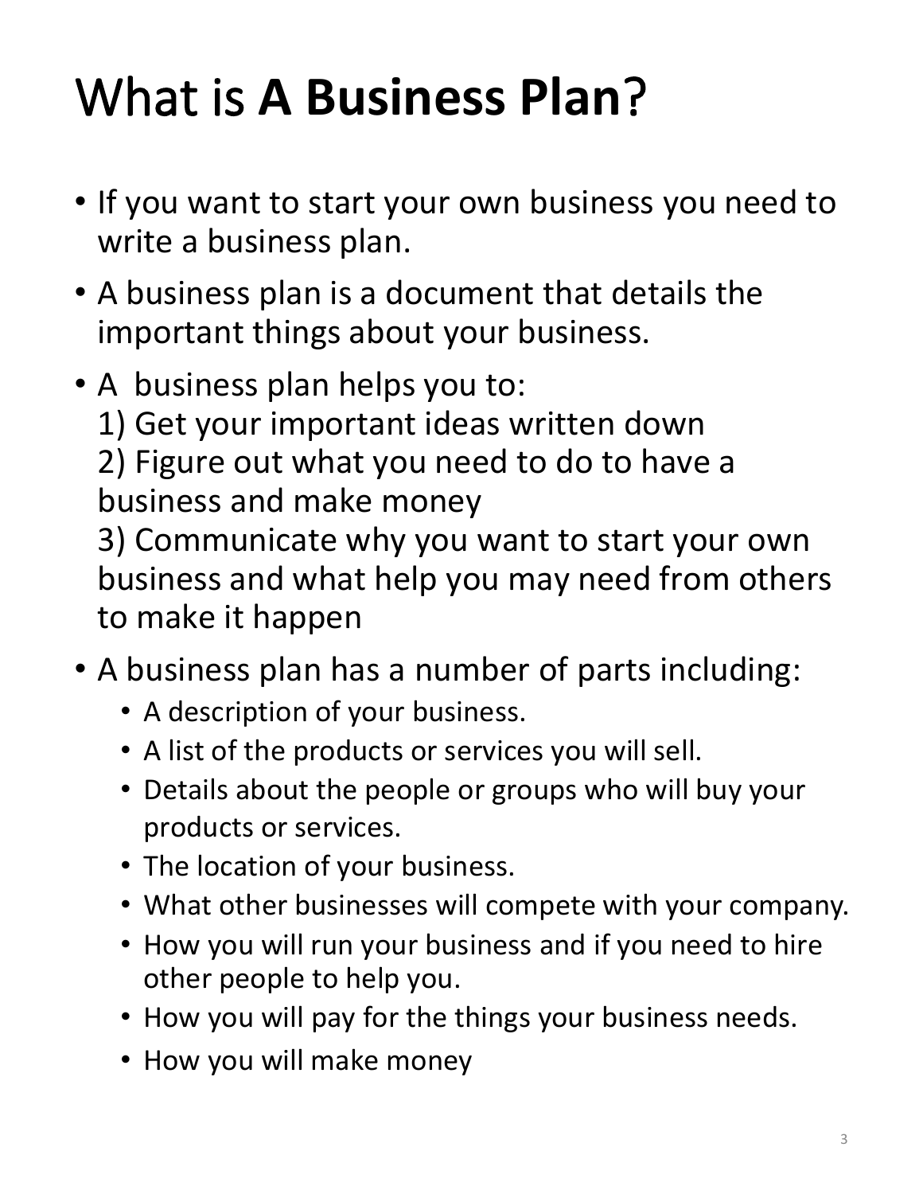# What is **A Business Plan**?

- If you want to start your own business you need to write a business plan.
- A business plan is a document that details the important things about your business.
- A business plan helps you to:
  1) Get your important ideas written down
  2) Figure out what you need to do to have a business and make money
  3) Communicate why you want to start your own business and what help you may need from others to make it happen
- A business plan has a number of parts including:
  - A description of your business.
  - A list of the products or services you will sell.
  - Details about the people or groups who will buy your products or services.
  - The location of your business.
  - What other businesses will compete with your company.
  - How you will run your business and if you need to hire other people to help you.
  - How you will pay for the things your business needs.
  - How you will make money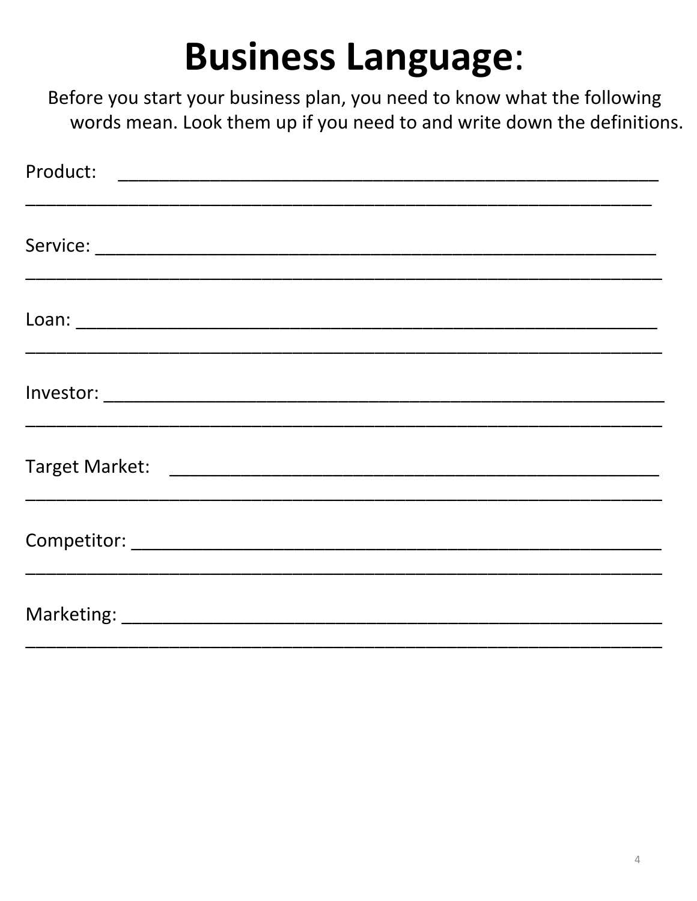# Business Language:

Before you start your business plan, you need to know what the following words mean. Look them up if you need to and write down the definitions.

Product: ________________________________________________
________________________________________________________

Service: ________________________________________________
________________________________________________________

Loan: __________________________________________________
________________________________________________________

Investor: ________________________________________________
________________________________________________________

Target Market: ___________________________________________
________________________________________________________

Competitor: ______________________________________________
________________________________________________________

Marketing: _______________________________________________
________________________________________________________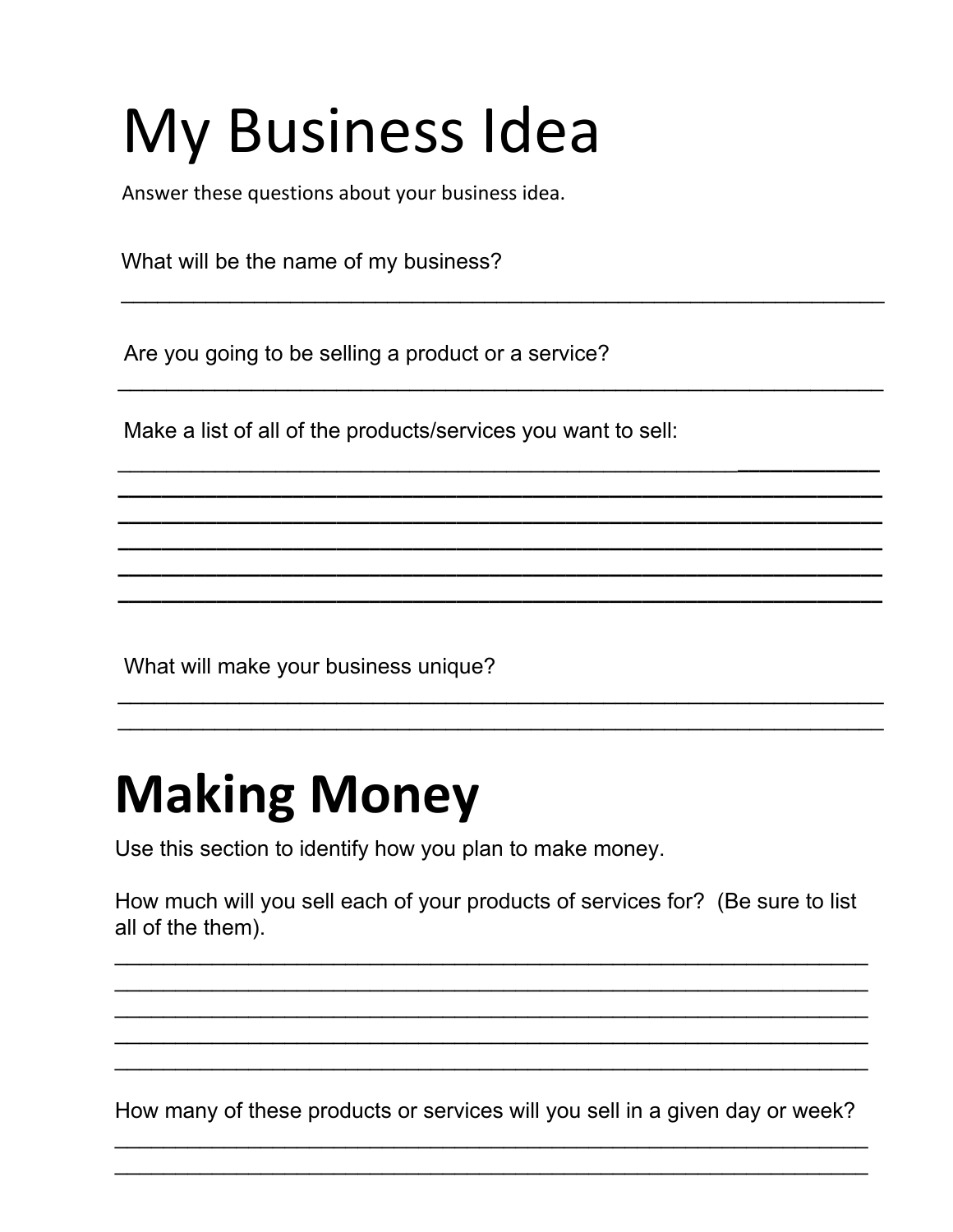# My Business Idea

Answer these questions about your business idea.

What will be the name of my business?

______________________________________________________________

Are you going to be selling a product or a service?

______________________________________________________________

Make a list of all of the products/services you want to sell:

______________________________________________________________
______________________________________________________________
______________________________________________________________
______________________________________________________________
______________________________________________________________
______________________________________________________________

What will make your business unique?

______________________________________________________________
______________________________________________________________

# Making Money

Use this section to identify how you plan to make money.

How much will you sell each of your products of services for? (Be sure to list all of the them).

______________________________________________________________
______________________________________________________________
______________________________________________________________
______________________________________________________________
______________________________________________________________

How many of these products or services will you sell in a given day or week?

______________________________________________________________
______________________________________________________________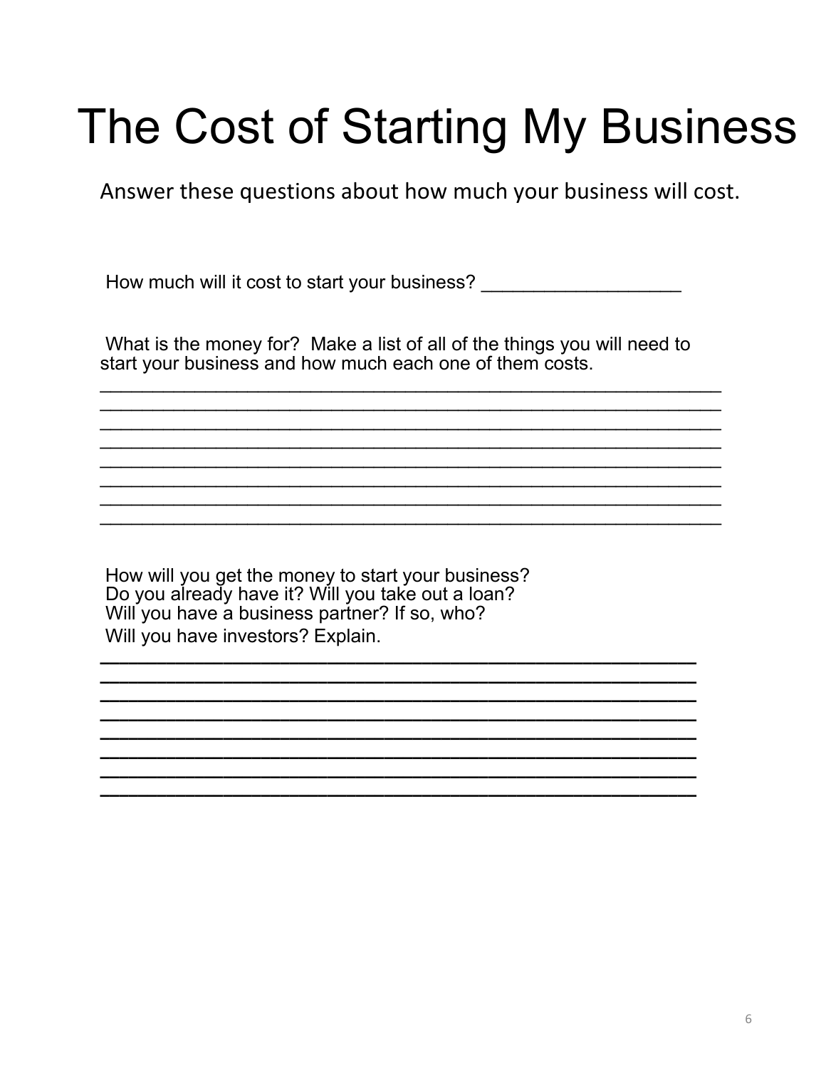# The Cost of Starting My Business

Answer these questions about how much your business will cost.

How much will it cost to start your business? ___________________

What is the money for? Make a list of all of the things you will need to start your business and how much each one of them costs.

____________________________________________________________
____________________________________________________________
____________________________________________________________
____________________________________________________________
____________________________________________________________
____________________________________________________________
____________________________________________________________
____________________________________________________________

How will you get the money to start your business?
Do you already have it? Will you take out a loan?
Will you have a business partner? If so, who?
Will you have investors? Explain.

____________________________________________________________
____________________________________________________________
____________________________________________________________
____________________________________________________________
____________________________________________________________
____________________________________________________________
____________________________________________________________
____________________________________________________________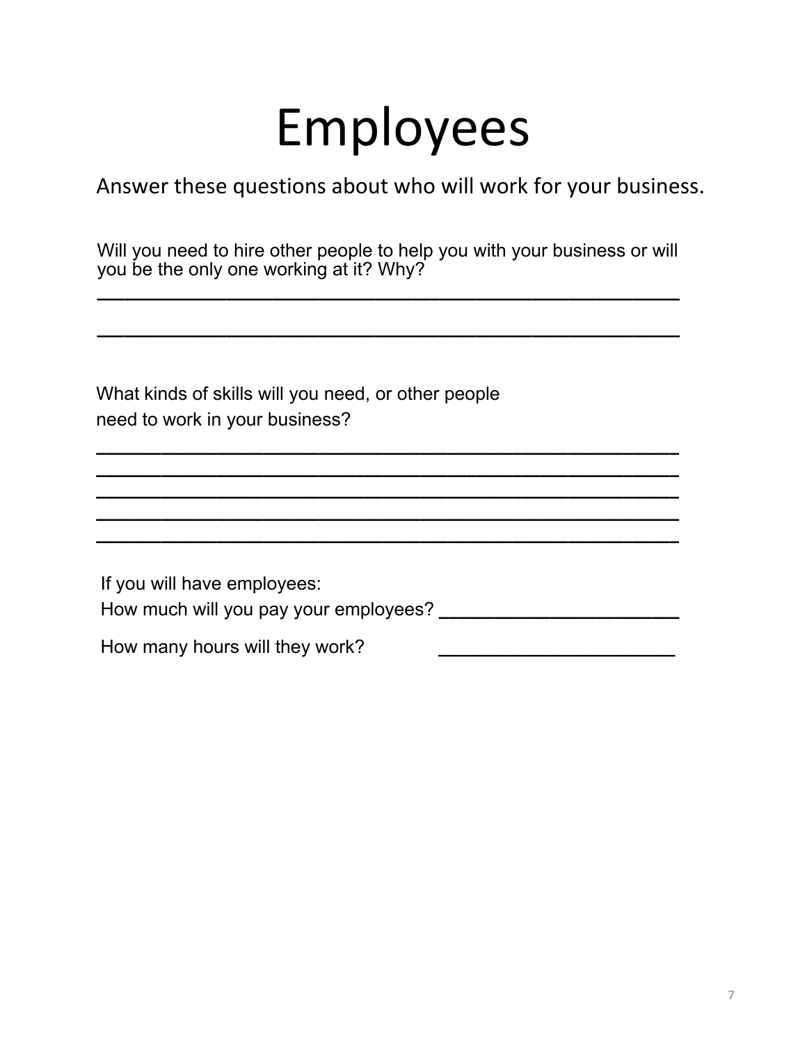# Employees

Answer these questions about who will work for your business.

Will you need to hire other people to help you with your business or will you be the only one working at it? Why?

______________________________________________________

______________________________________________________

What kinds of skills will you need, or other people need to work in your business?

______________________________________________________
______________________________________________________
______________________________________________________
______________________________________________________
______________________________________________________

If you will have employees:

How much will you pay your employees? ______________________

How many hours will they work? ______________________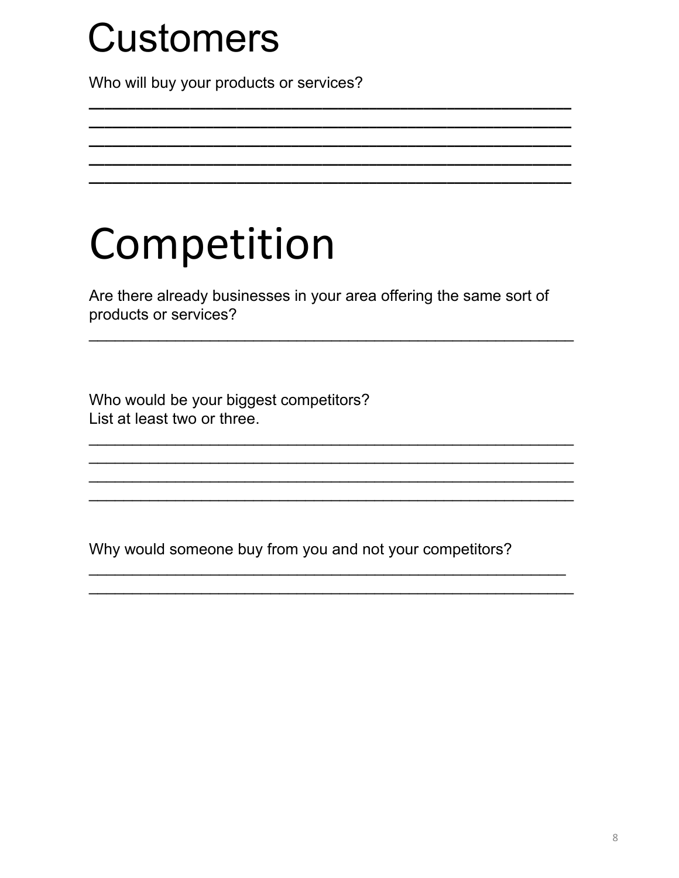# Customers

Who will buy your products or services?

______________________________________________________
______________________________________________________
______________________________________________________
______________________________________________________
______________________________________________________

# Competition

Are there already businesses in your area offering the same sort of products or services?

______________________________________________________

Who would be your biggest competitors?
List at least two or three.

______________________________________________________
______________________________________________________
______________________________________________________
______________________________________________________

Why would someone buy from you and not your competitors?

______________________________________________________
______________________________________________________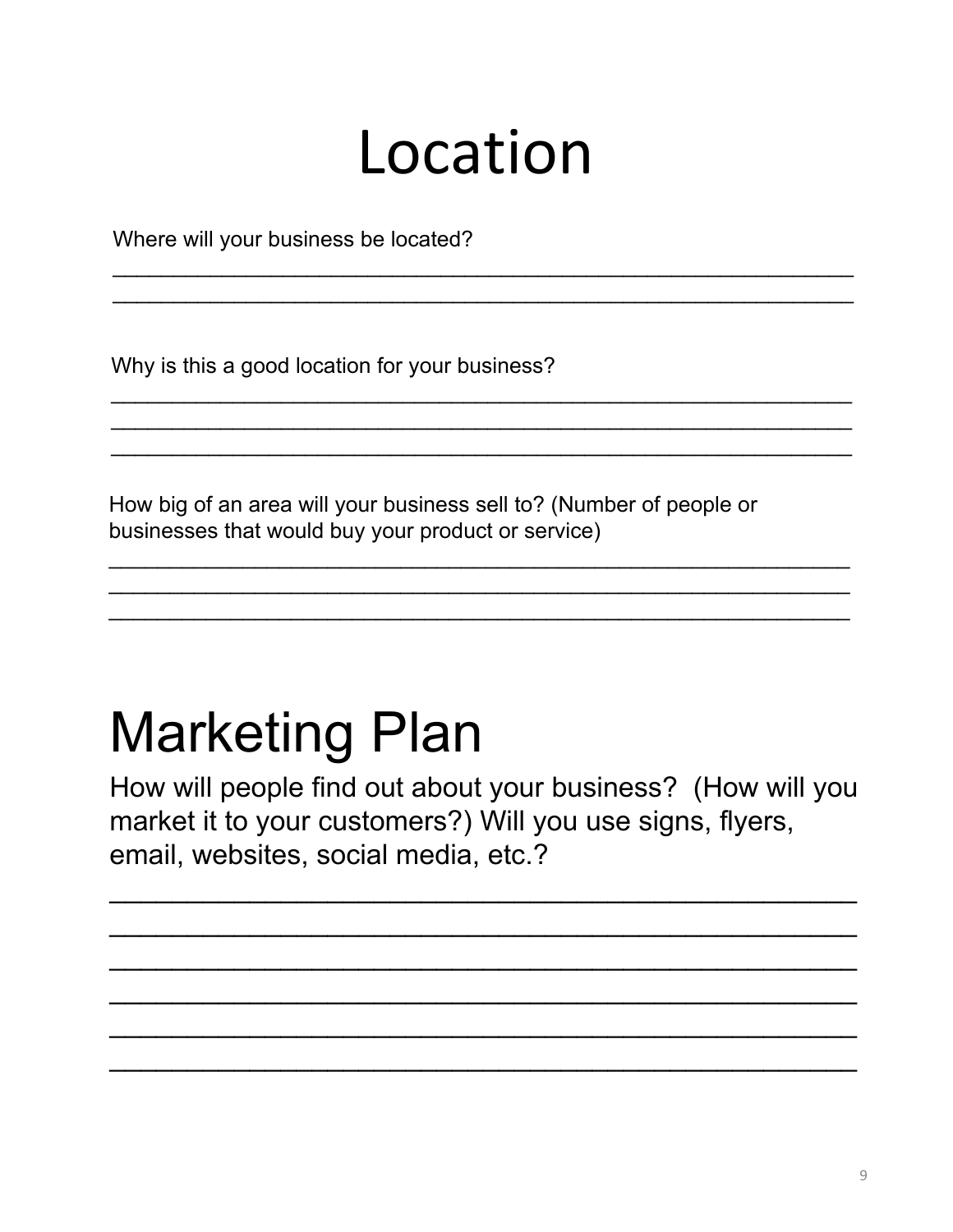# Location

Where will your business be located?

\_\_\_\_\_\_\_\_\_\_\_\_\_\_\_\_\_\_\_\_\_\_\_\_\_\_\_\_\_\_\_\_\_\_\_\_\_\_\_\_\_\_\_\_\_\_\_\_\_\_\_\_\_\_\_\_\_\_\_\_
\_\_\_\_\_\_\_\_\_\_\_\_\_\_\_\_\_\_\_\_\_\_\_\_\_\_\_\_\_\_\_\_\_\_\_\_\_\_\_\_\_\_\_\_\_\_\_\_\_\_\_\_\_\_\_\_\_\_\_\_

Why is this a good location for your business?

\_\_\_\_\_\_\_\_\_\_\_\_\_\_\_\_\_\_\_\_\_\_\_\_\_\_\_\_\_\_\_\_\_\_\_\_\_\_\_\_\_\_\_\_\_\_\_\_\_\_\_\_\_\_\_\_\_\_\_\_
\_\_\_\_\_\_\_\_\_\_\_\_\_\_\_\_\_\_\_\_\_\_\_\_\_\_\_\_\_\_\_\_\_\_\_\_\_\_\_\_\_\_\_\_\_\_\_\_\_\_\_\_\_\_\_\_\_\_\_\_
\_\_\_\_\_\_\_\_\_\_\_\_\_\_\_\_\_\_\_\_\_\_\_\_\_\_\_\_\_\_\_\_\_\_\_\_\_\_\_\_\_\_\_\_\_\_\_\_\_\_\_\_\_\_\_\_\_\_\_\_

How big of an area will your business sell to? (Number of people or businesses that would buy your product or service)

\_\_\_\_\_\_\_\_\_\_\_\_\_\_\_\_\_\_\_\_\_\_\_\_\_\_\_\_\_\_\_\_\_\_\_\_\_\_\_\_\_\_\_\_\_\_\_\_\_\_\_\_\_\_\_\_\_\_\_\_
\_\_\_\_\_\_\_\_\_\_\_\_\_\_\_\_\_\_\_\_\_\_\_\_\_\_\_\_\_\_\_\_\_\_\_\_\_\_\_\_\_\_\_\_\_\_\_\_\_\_\_\_\_\_\_\_\_\_\_\_
\_\_\_\_\_\_\_\_\_\_\_\_\_\_\_\_\_\_\_\_\_\_\_\_\_\_\_\_\_\_\_\_\_\_\_\_\_\_\_\_\_\_\_\_\_\_\_\_\_\_\_\_\_\_\_\_\_\_\_\_

# Marketing Plan

How will people find out about your business? (How will you market it to your customers?) Will you use signs, flyers, email, websites, social media, etc.?

\_\_\_\_\_\_\_\_\_\_\_\_\_\_\_\_\_\_\_\_\_\_\_\_\_\_\_\_\_\_\_\_\_\_\_\_\_\_\_\_\_\_\_\_\_\_\_\_\_\_\_\_\_\_\_\_\_\_\_\_
\_\_\_\_\_\_\_\_\_\_\_\_\_\_\_\_\_\_\_\_\_\_\_\_\_\_\_\_\_\_\_\_\_\_\_\_\_\_\_\_\_\_\_\_\_\_\_\_\_\_\_\_\_\_\_\_\_\_\_\_
\_\_\_\_\_\_\_\_\_\_\_\_\_\_\_\_\_\_\_\_\_\_\_\_\_\_\_\_\_\_\_\_\_\_\_\_\_\_\_\_\_\_\_\_\_\_\_\_\_\_\_\_\_\_\_\_\_\_\_\_
\_\_\_\_\_\_\_\_\_\_\_\_\_\_\_\_\_\_\_\_\_\_\_\_\_\_\_\_\_\_\_\_\_\_\_\_\_\_\_\_\_\_\_\_\_\_\_\_\_\_\_\_\_\_\_\_\_\_\_\_
\_\_\_\_\_\_\_\_\_\_\_\_\_\_\_\_\_\_\_\_\_\_\_\_\_\_\_\_\_\_\_\_\_\_\_\_\_\_\_\_\_\_\_\_\_\_\_\_\_\_\_\_\_\_\_\_\_\_\_\_
\_\_\_\_\_\_\_\_\_\_\_\_\_\_\_\_\_\_\_\_\_\_\_\_\_\_\_\_\_\_\_\_\_\_\_\_\_\_\_\_\_\_\_\_\_\_\_\_\_\_\_\_\_\_\_\_\_\_\_\_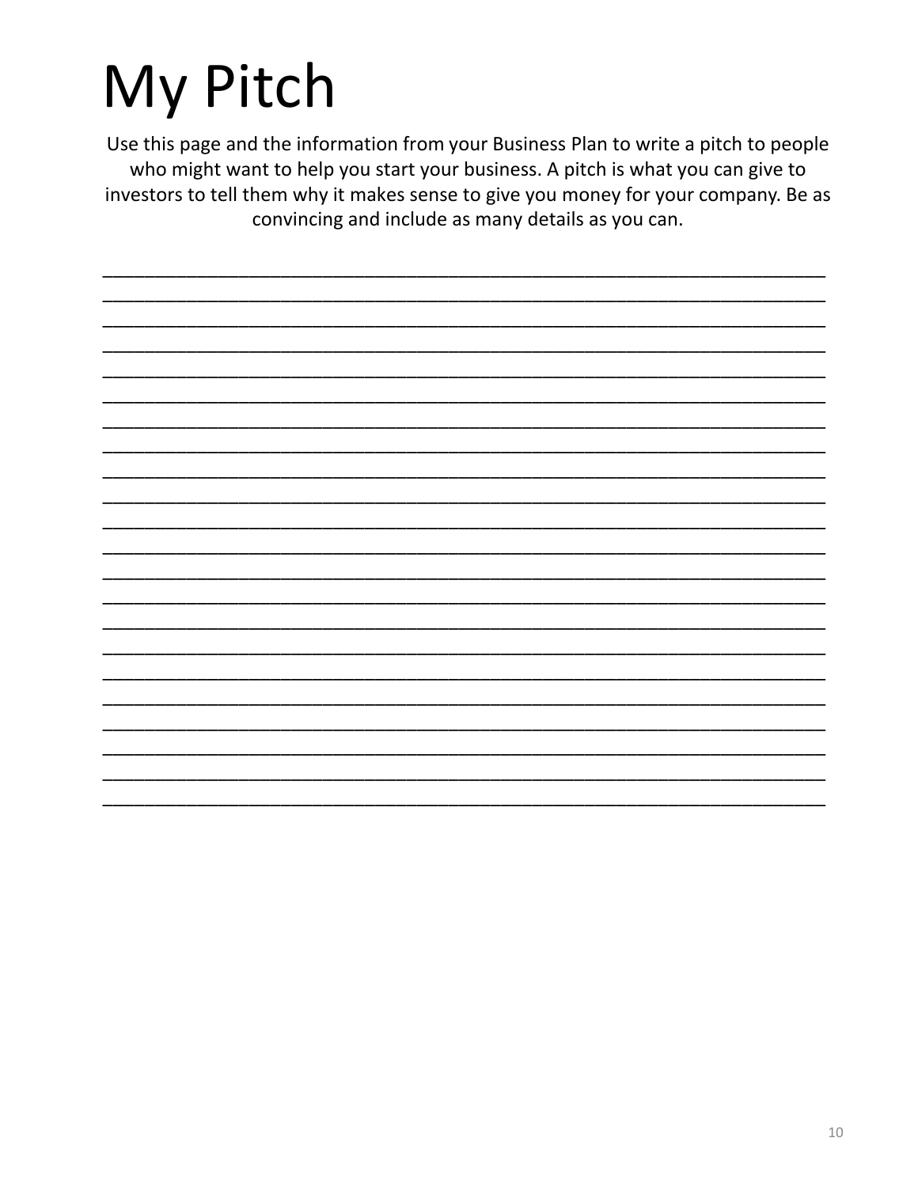# My Pitch

Use this page and the information from your Business Plan to write a pitch to people who might want to help you start your business. A pitch is what you can give to investors to tell them why it makes sense to give you money for your company. Be as convincing and include as many details as you can.

______________________________________________________________________________
______________________________________________________________________________
______________________________________________________________________________
______________________________________________________________________________
______________________________________________________________________________
______________________________________________________________________________
______________________________________________________________________________
______________________________________________________________________________
______________________________________________________________________________
______________________________________________________________________________
______________________________________________________________________________
______________________________________________________________________________
______________________________________________________________________________
______________________________________________________________________________
______________________________________________________________________________
______________________________________________________________________________
______________________________________________________________________________
______________________________________________________________________________
______________________________________________________________________________
______________________________________________________________________________
______________________________________________________________________________
______________________________________________________________________________